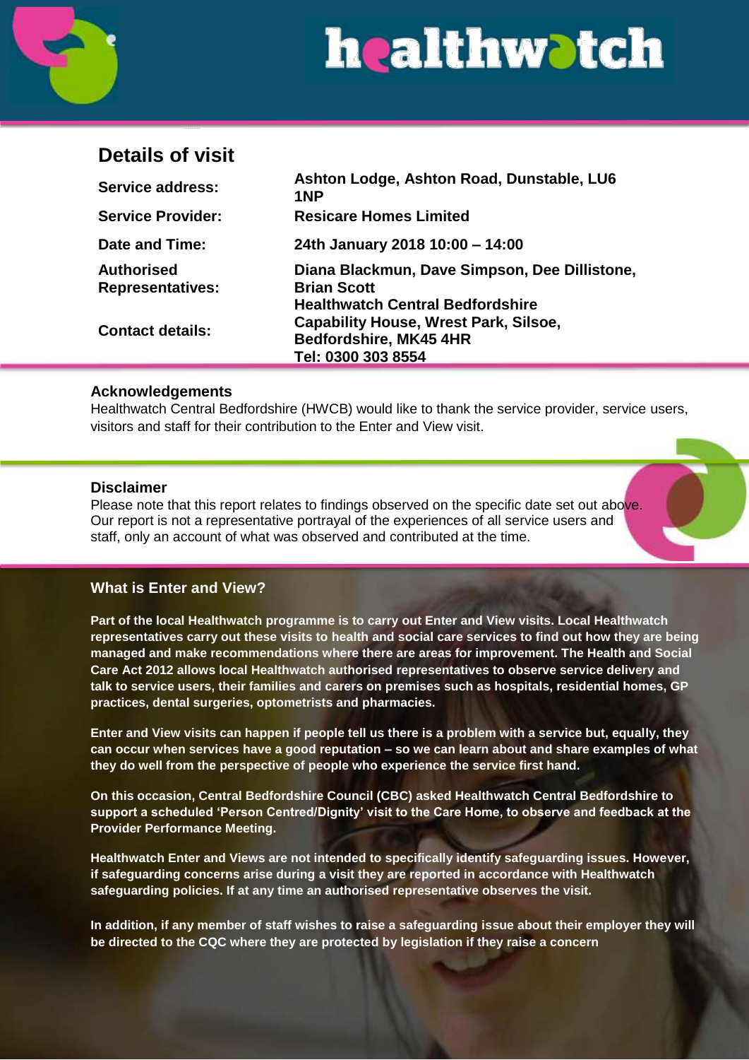# Details of visit

| | |
|---|---|
| **Service address:** | **Ashton Lodge, Ashton Road, Dunstable, LU6 1NP** |
| **Service Provider:** | **Resicare Homes Limited** |
| **Date and Time:** | **24th January 2018 10:00 – 14:00** |
| **Authorised Representatives:** | **Diana Blackmun, Dave Simpson, Dee Dillistone, Brian Scott** |
| **Contact details:** | **Healthwatch Central Bedfordshire Capability House, Wrest Park, Silsoe, Bedfordshire, MK45 4HR Tel: 0300 303 8554** |

## Acknowledgements

Healthwatch Central Bedfordshire (HWCB) would like to thank the service provider, service users, visitors and staff for their contribution to the Enter and View visit.

## Disclaimer

Please note that this report relates to findings observed on the specific date set out above. Our report is not a representative portrayal of the experiences of all service users and staff, only an account of what was observed and contributed at the time.

## What is Enter and View?

**Part of the local Healthwatch programme is to carry out Enter and View visits. Local Healthwatch representatives carry out these visits to health and social care services to find out how they are being managed and make recommendations where there are areas for improvement. The Health and Social Care Act 2012 allows local Healthwatch authorised representatives to observe service delivery and talk to service users, their families and carers on premises such as hospitals, residential homes, GP practices, dental surgeries, optometrists and pharmacies.**

**Enter and View visits can happen if people tell us there is a problem with a service but, equally, they can occur when services have a good reputation – so we can learn about and share examples of what they do well from the perspective of people who experience the service first hand.**

**On this occasion, Central Bedfordshire Council (CBC) asked Healthwatch Central Bedfordshire to support a scheduled 'Person Centred/Dignity' visit to the Care Home, to observe and feedback at the Provider Performance Meeting.**

**Healthwatch Enter and Views are not intended to specifically identify safeguarding issues. However, if safeguarding concerns arise during a visit they are reported in accordance with Healthwatch safeguarding policies. If at any time an authorised representative observes the visit.**

**In addition, if any member of staff wishes to raise a safeguarding issue about their employer they will be directed to the CQC where they are protected by legislation if they raise a concern**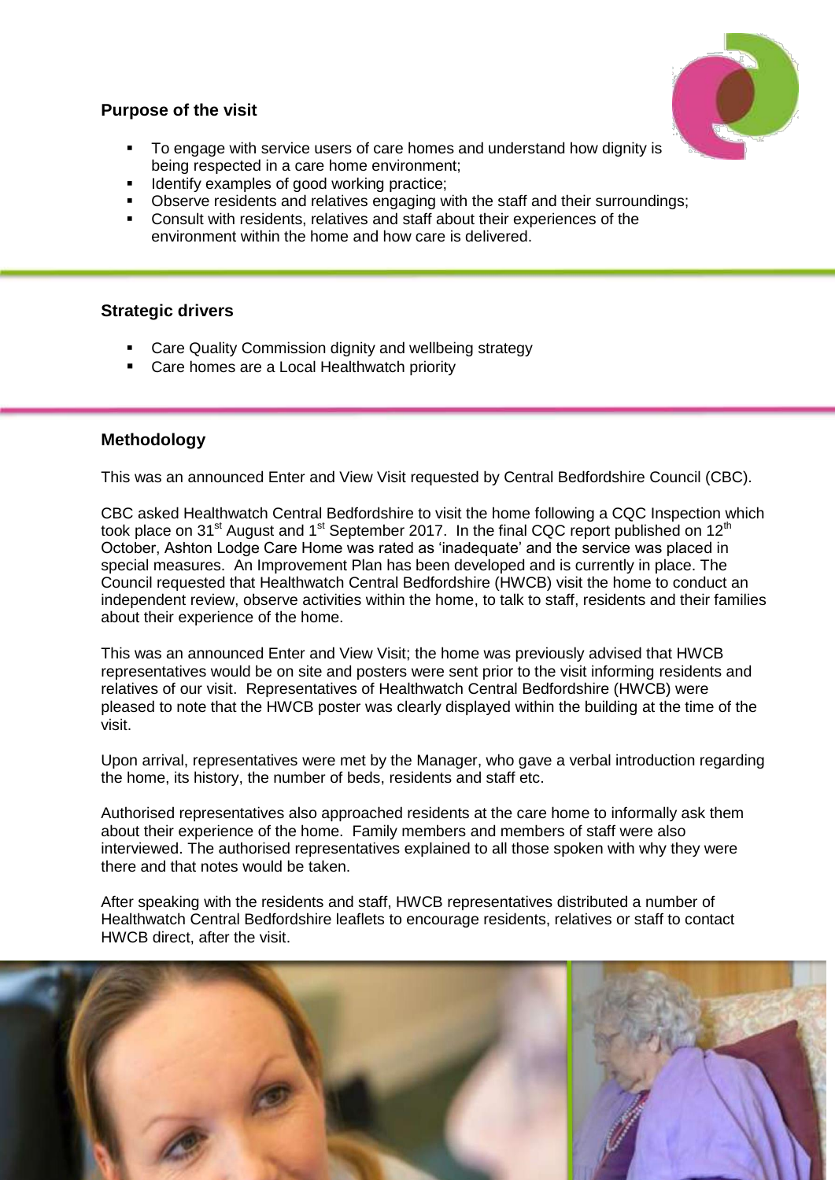## Purpose of the visit

- To engage with service users of care homes and understand how dignity is being respected in a care home environment;
- Identify examples of good working practice;
- Observe residents and relatives engaging with the staff and their surroundings;
- Consult with residents, relatives and staff about their experiences of the environment within the home and how care is delivered.

## Strategic drivers

- Care Quality Commission dignity and wellbeing strategy
- Care homes are a Local Healthwatch priority

## Methodology

This was an announced Enter and View Visit requested by Central Bedfordshire Council (CBC).

CBC asked Healthwatch Central Bedfordshire to visit the home following a CQC Inspection which took place on 31st August and 1st September 2017. In the final CQC report published on 12th October, Ashton Lodge Care Home was rated as 'inadequate' and the service was placed in special measures. An Improvement Plan has been developed and is currently in place. The Council requested that Healthwatch Central Bedfordshire (HWCB) visit the home to conduct an independent review, observe activities within the home, to talk to staff, residents and their families about their experience of the home.

This was an announced Enter and View Visit; the home was previously advised that HWCB representatives would be on site and posters were sent prior to the visit informing residents and relatives of our visit. Representatives of Healthwatch Central Bedfordshire (HWCB) were pleased to note that the HWCB poster was clearly displayed within the building at the time of the visit.

Upon arrival, representatives were met by the Manager, who gave a verbal introduction regarding the home, its history, the number of beds, residents and staff etc.

Authorised representatives also approached residents at the care home to informally ask them about their experience of the home. Family members and members of staff were also interviewed. The authorised representatives explained to all those spoken with why they were there and that notes would be taken.

After speaking with the residents and staff, HWCB representatives distributed a number of Healthwatch Central Bedfordshire leaflets to encourage residents, relatives or staff to contact HWCB direct, after the visit.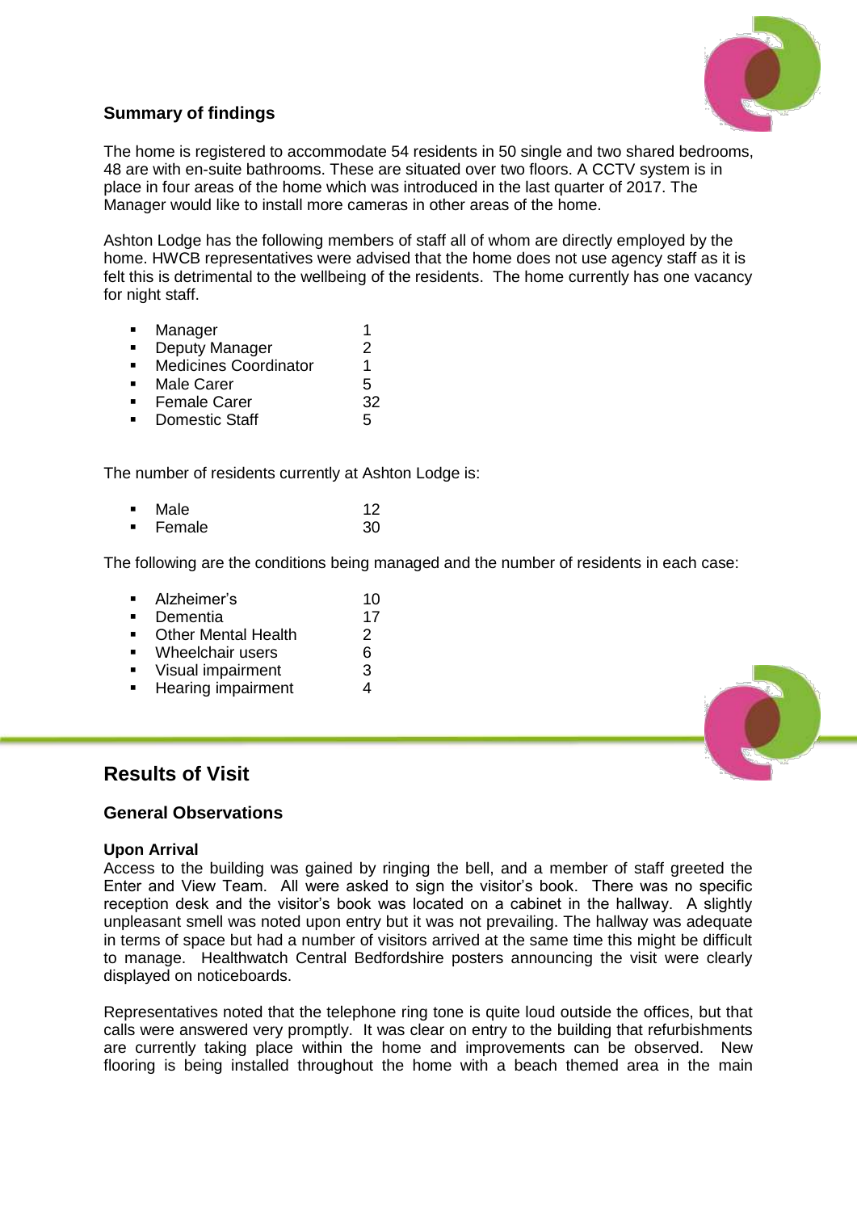### Summary of findings

The home is registered to accommodate 54 residents in 50 single and two shared bedrooms, 48 are with en-suite bathrooms. These are situated over two floors. A CCTV system is in place in four areas of the home which was introduced in the last quarter of 2017. The Manager would like to install more cameras in other areas of the home.

Ashton Lodge has the following members of staff all of whom are directly employed by the home. HWCB representatives were advised that the home does not use agency staff as it is felt this is detrimental to the wellbeing of the residents. The home currently has one vacancy for night staff.

- Manager 1
- Deputy Manager 2
- Medicines Coordinator 1
- Male Carer 5
- Female Carer 32
- Domestic Staff 5

The number of residents currently at Ashton Lodge is:

- Male 12
- Female 30

The following are the conditions being managed and the number of residents in each case:

- Alzheimer's 10
- Dementia 17
- Other Mental Health 2
- Wheelchair users 6
- Visual impairment 3
- Hearing impairment 4

## Results of Visit

### General Observations

#### Upon Arrival

Access to the building was gained by ringing the bell, and a member of staff greeted the Enter and View Team. All were asked to sign the visitor's book. There was no specific reception desk and the visitor's book was located on a cabinet in the hallway. A slightly unpleasant smell was noted upon entry but it was not prevailing. The hallway was adequate in terms of space but had a number of visitors arrived at the same time this might be difficult to manage. Healthwatch Central Bedfordshire posters announcing the visit were clearly displayed on noticeboards.

Representatives noted that the telephone ring tone is quite loud outside the offices, but that calls were answered very promptly. It was clear on entry to the building that refurbishments are currently taking place within the home and improvements can be observed. New flooring is being installed throughout the home with a beach themed area in the main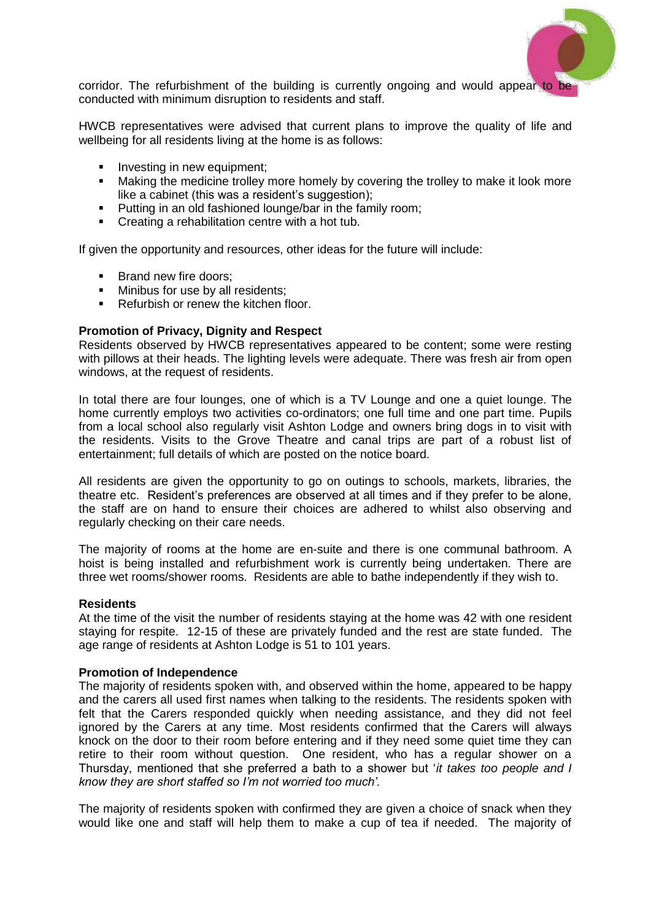corridor. The refurbishment of the building is currently ongoing and would appear to be conducted with minimum disruption to residents and staff.

HWCB representatives were advised that current plans to improve the quality of life and wellbeing for all residents living at the home is as follows:

- Investing in new equipment;
- Making the medicine trolley more homely by covering the trolley to make it look more like a cabinet (this was a resident's suggestion);
- Putting in an old fashioned lounge/bar in the family room;
- Creating a rehabilitation centre with a hot tub.

If given the opportunity and resources, other ideas for the future will include:

- Brand new fire doors;
- Minibus for use by all residents;
- Refurbish or renew the kitchen floor.

**Promotion of Privacy, Dignity and Respect**

Residents observed by HWCB representatives appeared to be content; some were resting with pillows at their heads. The lighting levels were adequate. There was fresh air from open windows, at the request of residents.

In total there are four lounges, one of which is a TV Lounge and one a quiet lounge. The home currently employs two activities co-ordinators; one full time and one part time. Pupils from a local school also regularly visit Ashton Lodge and owners bring dogs in to visit with the residents. Visits to the Grove Theatre and canal trips are part of a robust list of entertainment; full details of which are posted on the notice board.

All residents are given the opportunity to go on outings to schools, markets, libraries, the theatre etc. Resident's preferences are observed at all times and if they prefer to be alone, the staff are on hand to ensure their choices are adhered to whilst also observing and regularly checking on their care needs.

The majority of rooms at the home are en-suite and there is one communal bathroom. A hoist is being installed and refurbishment work is currently being undertaken. There are three wet rooms/shower rooms. Residents are able to bathe independently if they wish to.

**Residents**

At the time of the visit the number of residents staying at the home was 42 with one resident staying for respite. 12-15 of these are privately funded and the rest are state funded. The age range of residents at Ashton Lodge is 51 to 101 years.

**Promotion of Independence**

The majority of residents spoken with, and observed within the home, appeared to be happy and the carers all used first names when talking to the residents. The residents spoken with felt that the Carers responded quickly when needing assistance, and they did not feel ignored by the Carers at any time. Most residents confirmed that the Carers will always knock on the door to their room before entering and if they need some quiet time they can retire to their room without question. One resident, who has a regular shower on a Thursday, mentioned that she preferred a bath to a shower but '*it takes too people and I know they are short staffed so I'm not worried too much'.*

The majority of residents spoken with confirmed they are given a choice of snack when they would like one and staff will help them to make a cup of tea if needed. The majority of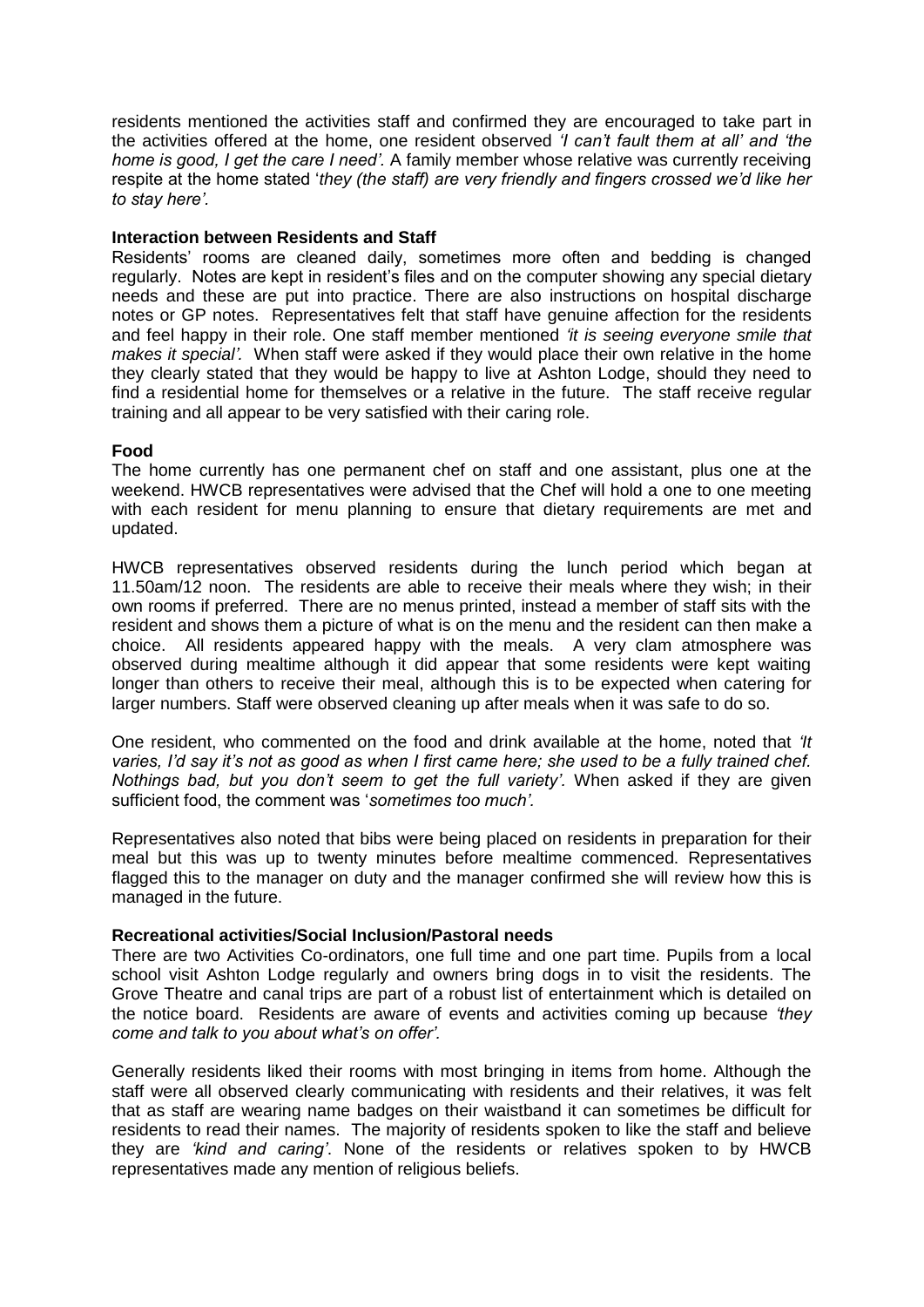residents mentioned the activities staff and confirmed they are encouraged to take part in the activities offered at the home, one resident observed *'I can't fault them at all'* and *'the home is good, I get the care I need'*. A family member whose relative was currently receiving respite at the home stated '*they (the staff) are very friendly and fingers crossed we'd like her to stay here'*.

**Interaction between Residents and Staff**

Residents' rooms are cleaned daily, sometimes more often and bedding is changed regularly. Notes are kept in resident's files and on the computer showing any special dietary needs and these are put into practice. There are also instructions on hospital discharge notes or GP notes. Representatives felt that staff have genuine affection for the residents and feel happy in their role. One staff member mentioned *'it is seeing everyone smile that makes it special'.* When staff were asked if they would place their own relative in the home they clearly stated that they would be happy to live at Ashton Lodge, should they need to find a residential home for themselves or a relative in the future. The staff receive regular training and all appear to be very satisfied with their caring role.

**Food**

The home currently has one permanent chef on staff and one assistant, plus one at the weekend. HWCB representatives were advised that the Chef will hold a one to one meeting with each resident for menu planning to ensure that dietary requirements are met and updated.

HWCB representatives observed residents during the lunch period which began at 11.50am/12 noon. The residents are able to receive their meals where they wish; in their own rooms if preferred. There are no menus printed, instead a member of staff sits with the resident and shows them a picture of what is on the menu and the resident can then make a choice. All residents appeared happy with the meals. A very clam atmosphere was observed during mealtime although it did appear that some residents were kept waiting longer than others to receive their meal, although this is to be expected when catering for larger numbers. Staff were observed cleaning up after meals when it was safe to do so.

One resident, who commented on the food and drink available at the home, noted that *'It varies, I'd say it's not as good as when I first came here; she used to be a fully trained chef. Nothings bad, but you don't seem to get the full variety'.* When asked if they are given sufficient food, the comment was '*sometimes too much'*.

Representatives also noted that bibs were being placed on residents in preparation for their meal but this was up to twenty minutes before mealtime commenced. Representatives flagged this to the manager on duty and the manager confirmed she will review how this is managed in the future.

**Recreational activities/Social Inclusion/Pastoral needs**

There are two Activities Co-ordinators, one full time and one part time. Pupils from a local school visit Ashton Lodge regularly and owners bring dogs in to visit the residents. The Grove Theatre and canal trips are part of a robust list of entertainment which is detailed on the notice board. Residents are aware of events and activities coming up because *'they come and talk to you about what's on offer'.*

Generally residents liked their rooms with most bringing in items from home. Although the staff were all observed clearly communicating with residents and their relatives, it was felt that as staff are wearing name badges on their waistband it can sometimes be difficult for residents to read their names. The majority of residents spoken to like the staff and believe they are *'kind and caring'*. None of the residents or relatives spoken to by HWCB representatives made any mention of religious beliefs.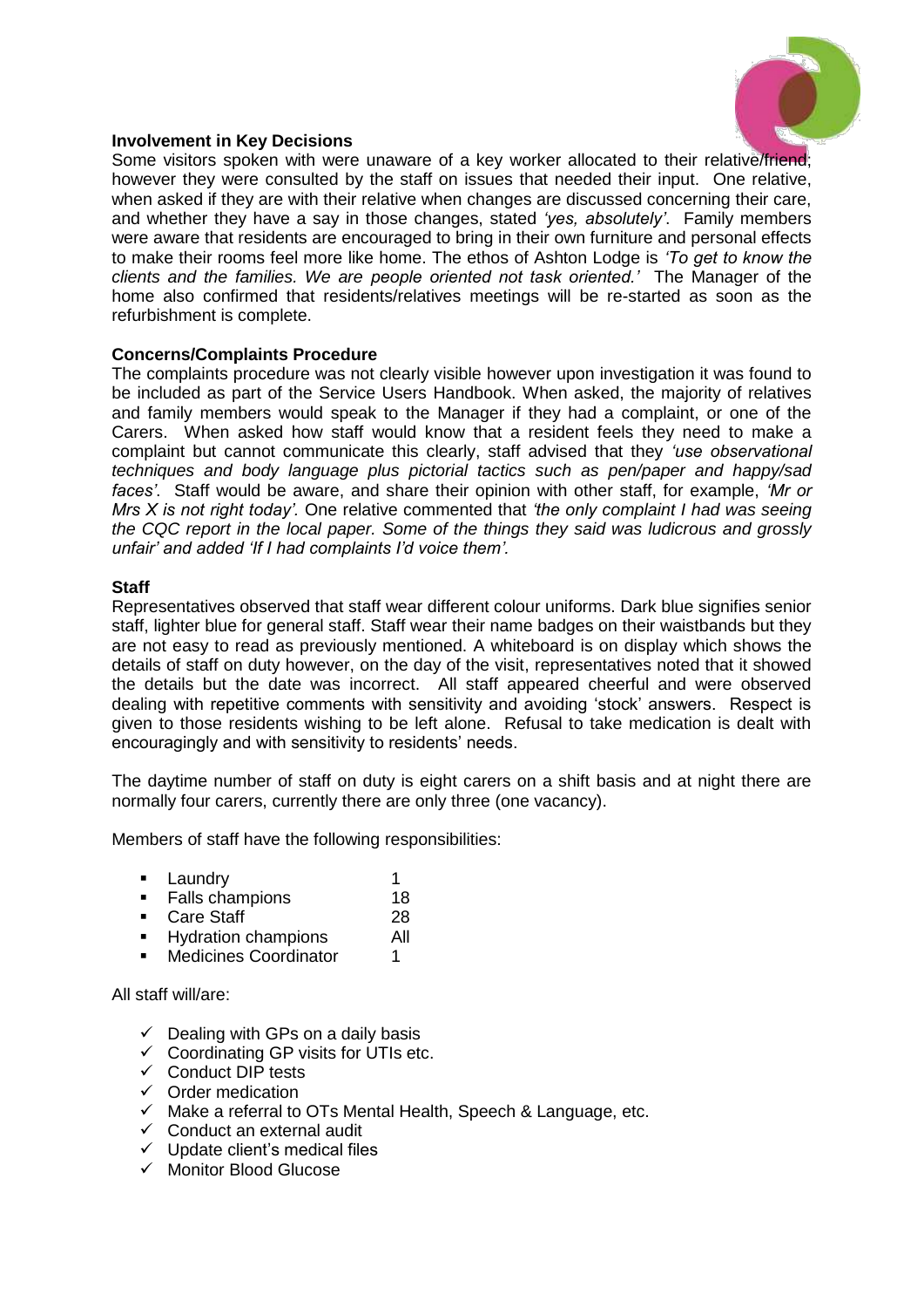**Involvement in Key Decisions**

Some visitors spoken with were unaware of a key worker allocated to their relative/friend; however they were consulted by the staff on issues that needed their input. One relative, when asked if they are with their relative when changes are discussed concerning their care, and whether they have a say in those changes, stated *'yes, absolutely'*. Family members were aware that residents are encouraged to bring in their own furniture and personal effects to make their rooms feel more like home. The ethos of Ashton Lodge is *'To get to know the clients and the families. We are people oriented not task oriented.'* The Manager of the home also confirmed that residents/relatives meetings will be re-started as soon as the refurbishment is complete.

**Concerns/Complaints Procedure**

The complaints procedure was not clearly visible however upon investigation it was found to be included as part of the Service Users Handbook. When asked, the majority of relatives and family members would speak to the Manager if they had a complaint, or one of the Carers. When asked how staff would know that a resident feels they need to make a complaint but cannot communicate this clearly, staff advised that they *'use observational techniques and body language plus pictorial tactics such as pen/paper and happy/sad faces'*. Staff would be aware, and share their opinion with other staff, for example, *'Mr or Mrs X is not right today'*. One relative commented that *'the only complaint I had was seeing the CQC report in the local paper. Some of the things they said was ludicrous and grossly unfair'* and added *'If I had complaints I'd voice them'*.

**Staff**

Representatives observed that staff wear different colour uniforms. Dark blue signifies senior staff, lighter blue for general staff. Staff wear their name badges on their waistbands but they are not easy to read as previously mentioned. A whiteboard is on display which shows the details of staff on duty however, on the day of the visit, representatives noted that it showed the details but the date was incorrect. All staff appeared cheerful and were observed dealing with repetitive comments with sensitivity and avoiding 'stock' answers. Respect is given to those residents wishing to be left alone. Refusal to take medication is dealt with encouragingly and with sensitivity to residents' needs.

The daytime number of staff on duty is eight carers on a shift basis and at night there are normally four carers, currently there are only three (one vacancy).

Members of staff have the following responsibilities:

- Laundry 1
- Falls champions 18
- Care Staff 28
- Hydration champions All
- Medicines Coordinator 1

All staff will/are:

- ✓ Dealing with GPs on a daily basis
- ✓ Coordinating GP visits for UTIs etc.
- ✓ Conduct DIP tests
- ✓ Order medication
- ✓ Make a referral to OTs Mental Health, Speech & Language, etc.
- ✓ Conduct an external audit
- ✓ Update client's medical files
- ✓ Monitor Blood Glucose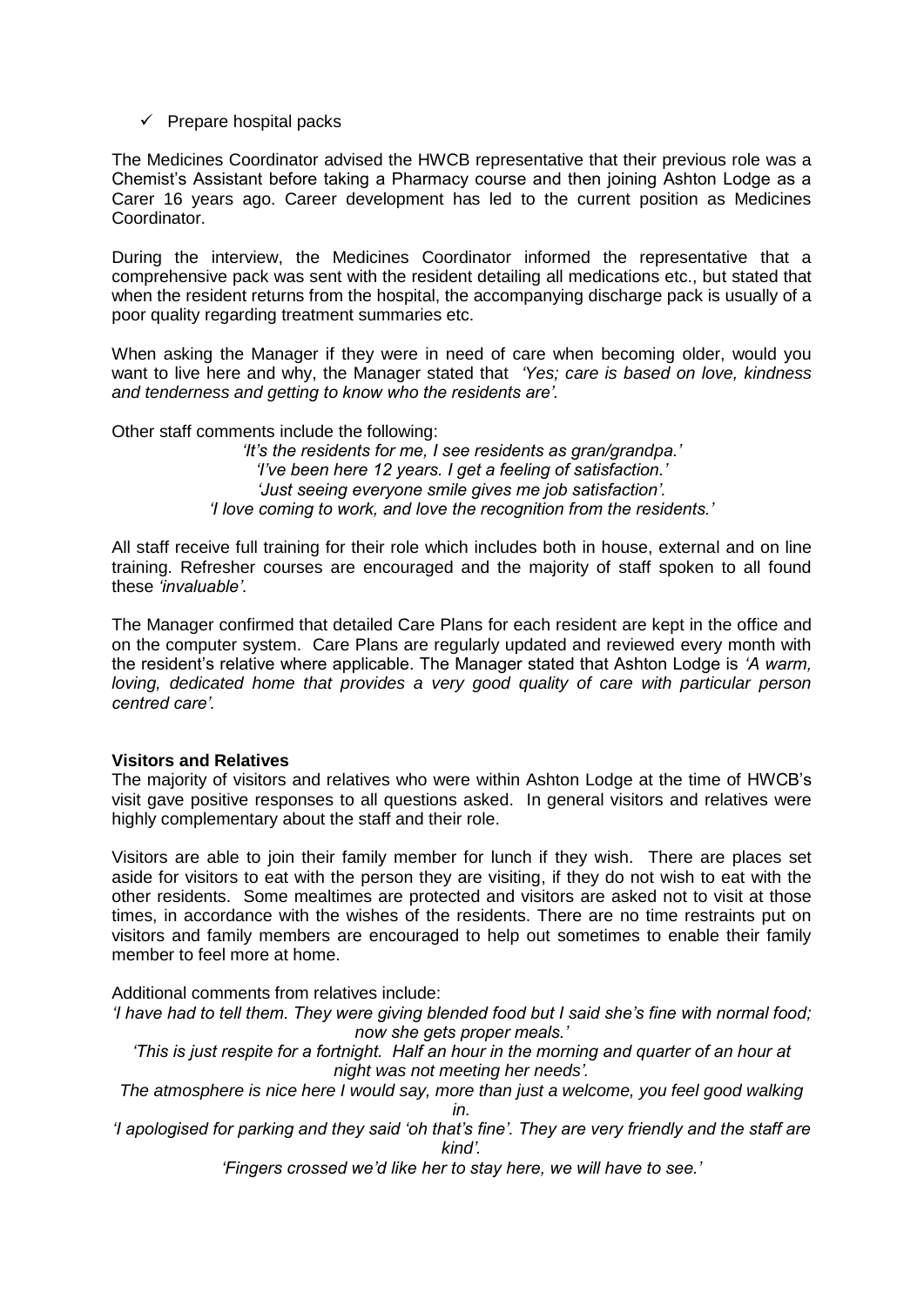- ✓ Prepare hospital packs

The Medicines Coordinator advised the HWCB representative that their previous role was a Chemist's Assistant before taking a Pharmacy course and then joining Ashton Lodge as a Carer 16 years ago. Career development has led to the current position as Medicines Coordinator.

During the interview, the Medicines Coordinator informed the representative that a comprehensive pack was sent with the resident detailing all medications etc., but stated that when the resident returns from the hospital, the accompanying discharge pack is usually of a poor quality regarding treatment summaries etc.

When asking the Manager if they were in need of care when becoming older, would you want to live here and why, the Manager stated that *'Yes; care is based on love, kindness and tenderness and getting to know who the residents are'.*

Other staff comments include the following:

*'It's the residents for me, I see residents as gran/grandpa.'*
*'I've been here 12 years. I get a feeling of satisfaction.'*
*'Just seeing everyone smile gives me job satisfaction'.*
*'I love coming to work, and love the recognition from the residents.'*

All staff receive full training for their role which includes both in house, external and on line training. Refresher courses are encouraged and the majority of staff spoken to all found these *'invaluable'.*

The Manager confirmed that detailed Care Plans for each resident are kept in the office and on the computer system. Care Plans are regularly updated and reviewed every month with the resident's relative where applicable. The Manager stated that Ashton Lodge is *'A warm, loving, dedicated home that provides a very good quality of care with particular person centred care'.*

**Visitors and Relatives**

The majority of visitors and relatives who were within Ashton Lodge at the time of HWCB's visit gave positive responses to all questions asked. In general visitors and relatives were highly complementary about the staff and their role.

Visitors are able to join their family member for lunch if they wish. There are places set aside for visitors to eat with the person they are visiting, if they do not wish to eat with the other residents. Some mealtimes are protected and visitors are asked not to visit at those times, in accordance with the wishes of the residents. There are no time restraints put on visitors and family members are encouraged to help out sometimes to enable their family member to feel more at home.

Additional comments from relatives include:

*'I have had to tell them. They were giving blended food but I said she's fine with normal food; now she gets proper meals.'*

*'This is just respite for a fortnight. Half an hour in the morning and quarter of an hour at night was not meeting her needs'.*

*The atmosphere is nice here I would say, more than just a welcome, you feel good walking in.*

*'I apologised for parking and they said 'oh that's fine'. They are very friendly and the staff are kind'.*

*'Fingers crossed we'd like her to stay here, we will have to see.'*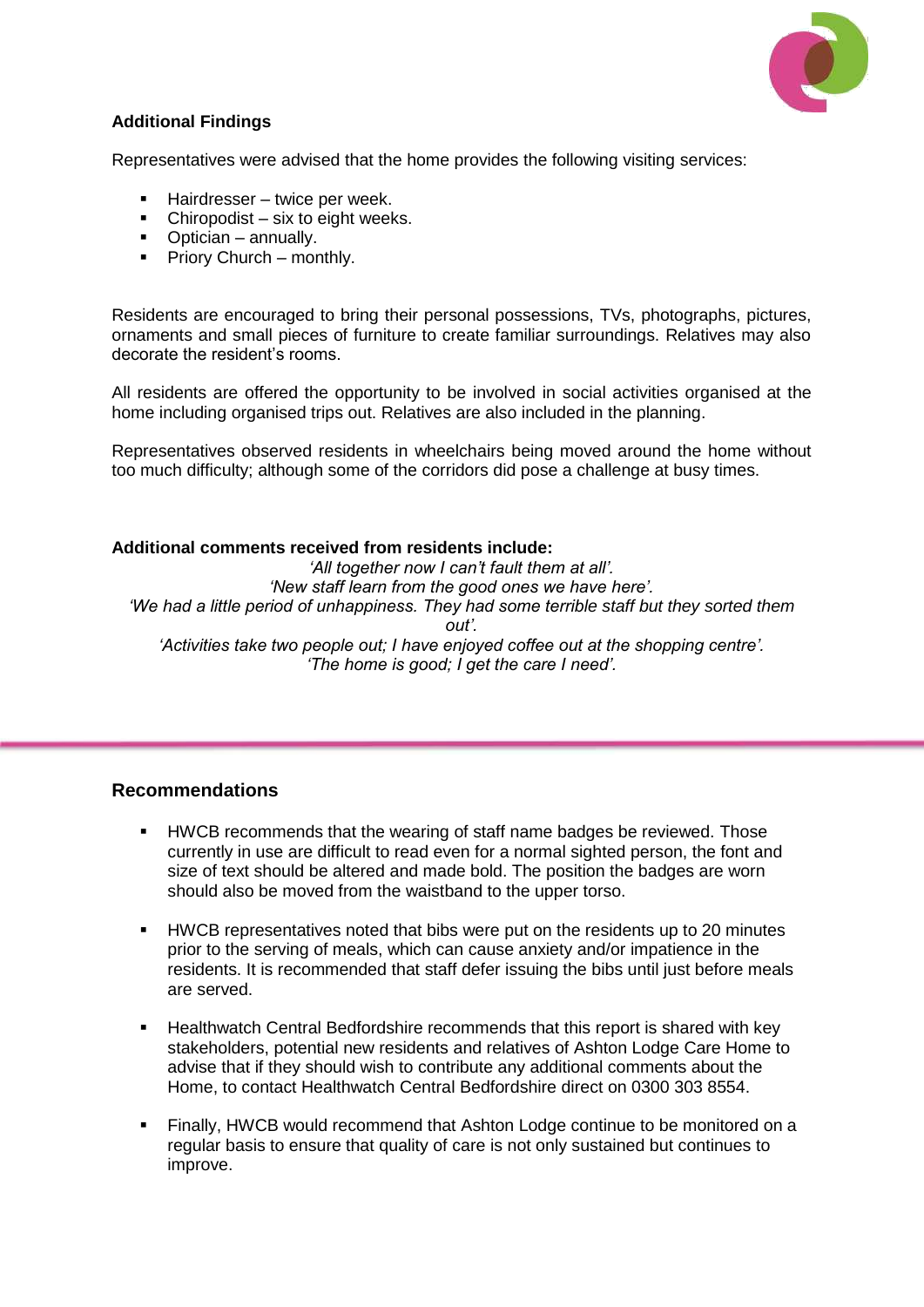**Additional Findings**

Representatives were advised that the home provides the following visiting services:

- Hairdresser – twice per week.
- Chiropodist – six to eight weeks.
- Optician – annually.
- Priory Church – monthly.

Residents are encouraged to bring their personal possessions, TVs, photographs, pictures, ornaments and small pieces of furniture to create familiar surroundings. Relatives may also decorate the resident's rooms.

All residents are offered the opportunity to be involved in social activities organised at the home including organised trips out. Relatives are also included in the planning.

Representatives observed residents in wheelchairs being moved around the home without too much difficulty; although some of the corridors did pose a challenge at busy times.

**Additional comments received from residents include:**

*'All together now I can't fault them at all'.*

*'New staff learn from the good ones we have here'.*

*'We had a little period of unhappiness. They had some terrible staff but they sorted them out'.*

*'Activities take two people out; I have enjoyed coffee out at the shopping centre'.*

*'The home is good; I get the care I need'.*

---

## Recommendations

- HWCB recommends that the wearing of staff name badges be reviewed. Those currently in use are difficult to read even for a normal sighted person, the font and size of text should be altered and made bold. The position the badges are worn should also be moved from the waistband to the upper torso.

- HWCB representatives noted that bibs were put on the residents up to 20 minutes prior to the serving of meals, which can cause anxiety and/or impatience in the residents. It is recommended that staff defer issuing the bibs until just before meals are served.

- Healthwatch Central Bedfordshire recommends that this report is shared with key stakeholders, potential new residents and relatives of Ashton Lodge Care Home to advise that if they should wish to contribute any additional comments about the Home, to contact Healthwatch Central Bedfordshire direct on 0300 303 8554.

- Finally, HWCB would recommend that Ashton Lodge continue to be monitored on a regular basis to ensure that quality of care is not only sustained but continues to improve.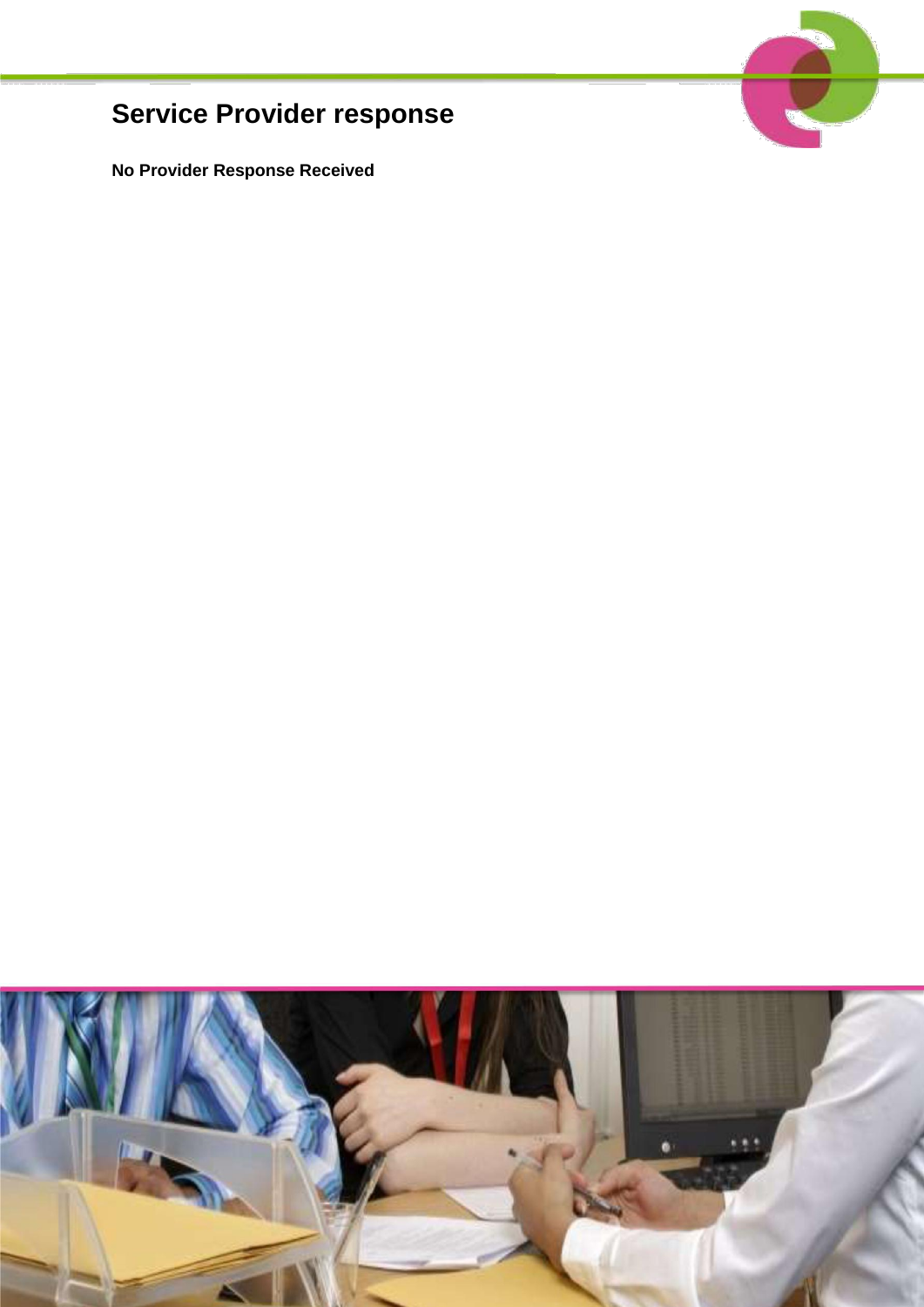# Service Provider response

**No Provider Response Received**